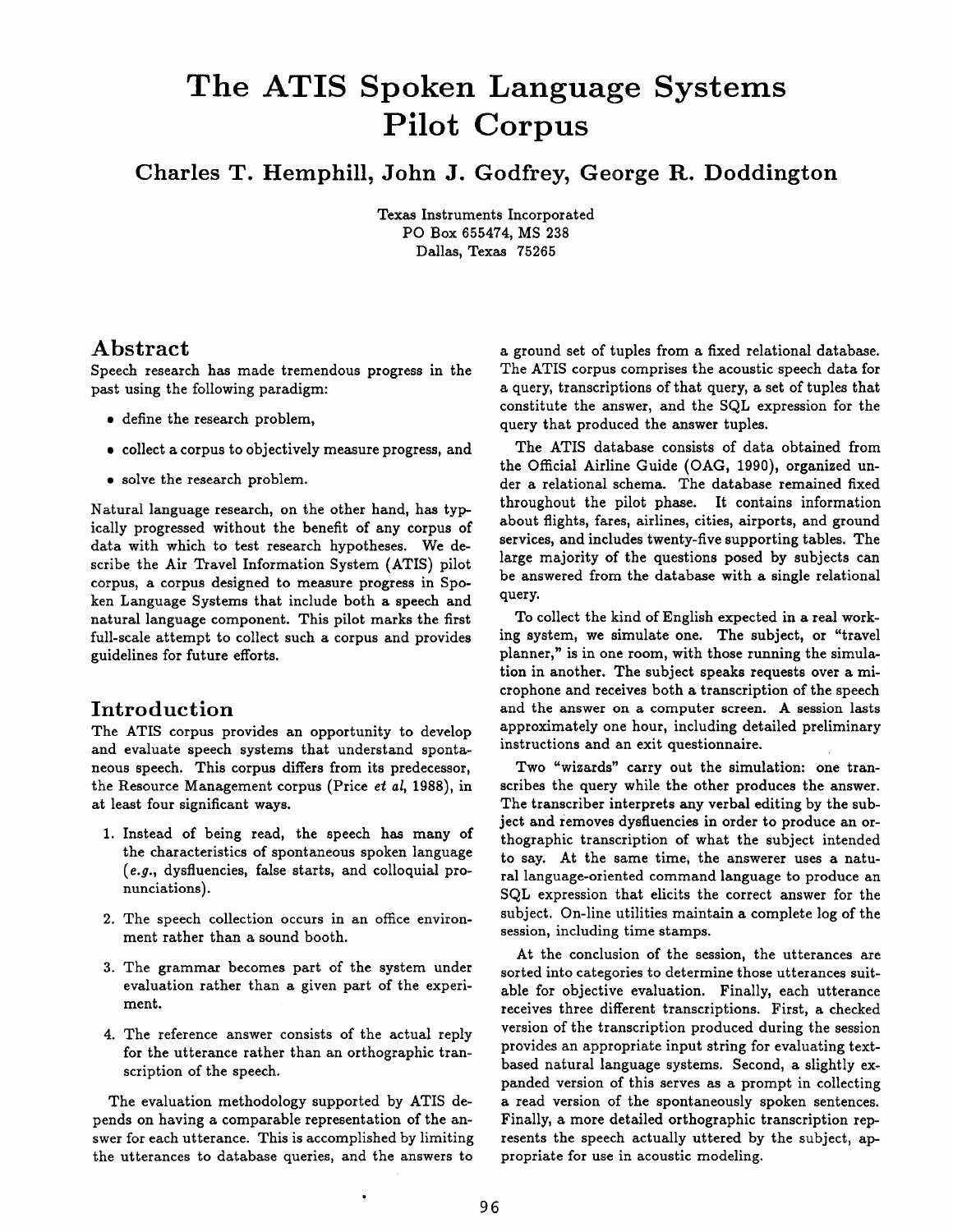# The ATIS Spoken Language Systems Pilot Corpus

**Charles T. Hemphill, John J. Godfrey, George R. Doddington**

Texas Instruments Incorporated
PO Box 655474, MS 238
Dallas, Texas 75265

## Abstract

Speech research has made tremendous progress in the past using the following paradigm:

- define the research problem,
- collect a corpus to objectively measure progress, and
- solve the research problem.

Natural language research, on the other hand, has typically progressed without the benefit of any corpus of data with which to test research hypotheses. We describe the Air Travel Information System (ATIS) pilot corpus, a corpus designed to measure progress in Spoken Language Systems that include both a speech and natural language component. This pilot marks the first full-scale attempt to collect such a corpus and provides guidelines for future efforts.

## Introduction

The ATIS corpus provides an opportunity to develop and evaluate speech systems that understand spontaneous speech. This corpus differs from its predecessor, the Resource Management corpus (Price *et al*, 1988), in at least four significant ways.

1. Instead of being read, the speech has many of the characteristics of spontaneous spoken language (*e.g.*, dysfluencies, false starts, and colloquial pronunciations).
2. The speech collection occurs in an office environment rather than a sound booth.
3. The grammar becomes part of the system under evaluation rather than a given part of the experiment.
4. The reference answer consists of the actual reply for the utterance rather than an orthographic transcription of the speech.

The evaluation methodology supported by ATIS depends on having a comparable representation of the answer for each utterance. This is accomplished by limiting the utterances to database queries, and the answers to a ground set of tuples from a fixed relational database. The ATIS corpus comprises the acoustic speech data for a query, transcriptions of that query, a set of tuples that constitute the answer, and the SQL expression for the query that produced the answer tuples.

The ATIS database consists of data obtained from the Official Airline Guide (OAG, 1990), organized under a relational schema. The database remained fixed throughout the pilot phase. It contains information about flights, fares, airlines, cities, airports, and ground services, and includes twenty-five supporting tables. The large majority of the questions posed by subjects can be answered from the database with a single relational query.

To collect the kind of English expected in a real working system, we simulate one. The subject, or "travel planner," is in one room, with those running the simulation in another. The subject speaks requests over a microphone and receives both a transcription of the speech and the answer on a computer screen. A session lasts approximately one hour, including detailed preliminary instructions and an exit questionnaire.

Two "wizards" carry out the simulation: one transcribes the query while the other produces the answer. The transcriber interprets any verbal editing by the subject and removes dysfluencies in order to produce an orthographic transcription of what the subject intended to say. At the same time, the answerer uses a natural language-oriented command language to produce an SQL expression that elicits the correct answer for the subject. On-line utilities maintain a complete log of the session, including time stamps.

At the conclusion of the session, the utterances are sorted into categories to determine those utterances suitable for objective evaluation. Finally, each utterance receives three different transcriptions. First, a checked version of the transcription produced during the session provides an appropriate input string for evaluating text-based natural language systems. Second, a slightly expanded version of this serves as a prompt in collecting a read version of the spontaneously spoken sentences. Finally, a more detailed orthographic transcription represents the speech actually uttered by the subject, appropriate for use in acoustic modeling.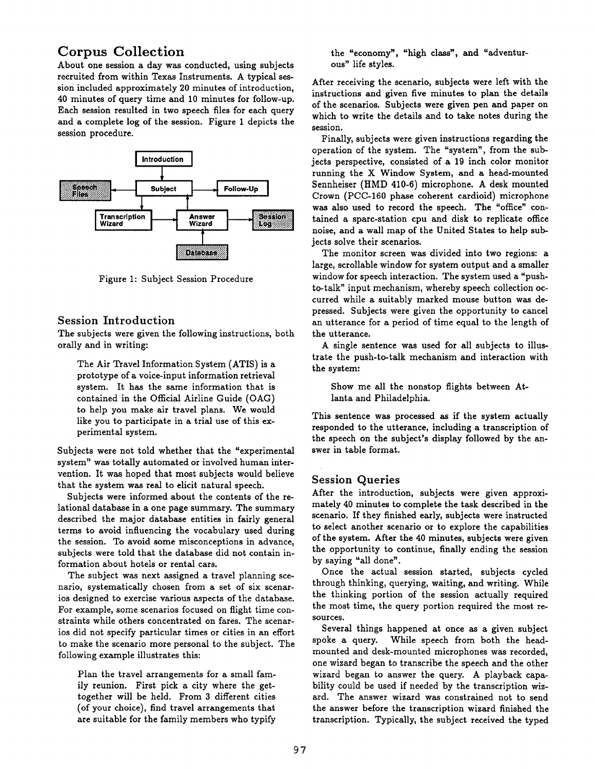## Corpus Collection

About one session a day was conducted, using subjects recruited from within Texas Instruments. A typical session included approximately 20 minutes of introduction, 40 minutes of query time and 10 minutes for follow-up. Each session resulted in two speech files for each query and a complete log of the session. Figure 1 depicts the session procedure.

Figure 1: Subject Session Procedure

### Session Introduction

The subjects were given the following instructions, both orally and in writing:

> The Air Travel Information System (ATIS) is a prototype of a voice-input information retrieval system. It has the same information that is contained in the Official Airline Guide (OAG) to help you make air travel plans. We would like you to participate in a trial use of this experimental system.

Subjects were not told whether that the "experimental system" was totally automated or involved human intervention. It was hoped that most subjects would believe that the system was real to elicit natural speech.

Subjects were informed about the contents of the relational database in a one page summary. The summary described the major database entities in fairly general terms to avoid influencing the vocabulary used during the session. To avoid some misconceptions in advance, subjects were told that the database did not contain information about hotels or rental cars.

The subject was next assigned a travel planning scenario, systematically chosen from a set of six scenarios designed to exercise various aspects of the database. For example, some scenarios focused on flight time constraints while others concentrated on fares. The scenarios did not specify particular times or cities in an effort to make the scenario more personal to the subject. The following example illustrates this:

> Plan the travel arrangements for a small family reunion. First pick a city where the get-together will be held. From 3 different cities (of your choice), find travel arrangements that are suitable for the family members who typify the "economy", "high class", and "adventurous" life styles.

After receiving the scenario, subjects were left with the instructions and given five minutes to plan the details of the scenarios. Subjects were given pen and paper on which to write the details and to take notes during the session.

Finally, subjects were given instructions regarding the operation of the system. The "system", from the subjects perspective, consisted of a 19 inch color monitor running the X Window System, and a head-mounted Sennheiser (HMD 410-6) microphone. A desk mounted Crown (PCC-160 phase coherent cardioid) microphone was also used to record the speech. The "office" contained a sparc-station cpu and disk to replicate office noise, and a wall map of the United States to help subjects solve their scenarios.

The monitor screen was divided into two regions: a large, scrollable window for system output and a smaller window for speech interaction. The system used a "push-to-talk" input mechanism, whereby speech collection occurred while a suitably marked mouse button was depressed. Subjects were given the opportunity to cancel an utterance for a period of time equal to the length of the utterance.

A single sentence was used for all subjects to illustrate the push-to-talk mechanism and interaction with the system:

> Show me all the nonstop flights between Atlanta and Philadelphia.

This sentence was processed as if the system actually responded to the utterance, including a transcription of the speech on the subject's display followed by the answer in table format.

### Session Queries

After the introduction, subjects were given approximately 40 minutes to complete the task described in the scenario. If they finished early, subjects were instructed to select another scenario or to explore the capabilities of the system. After the 40 minutes, subjects were given the opportunity to continue, finally ending the session by saying "all done".

Once the actual session started, subjects cycled through thinking, querying, waiting, and writing. While the thinking portion of the session actually required the most time, the query portion required the most resources.

Several things happened at once as a given subject spoke a query. While speech from both the head-mounted and desk-mounted microphones was recorded, one wizard began to transcribe the speech and the other wizard began to answer the query. A playback capability could be used if needed by the transcription wizard. The answer wizard was constrained not to send the answer before the transcription wizard finished the transcription. Typically, the subject received the typed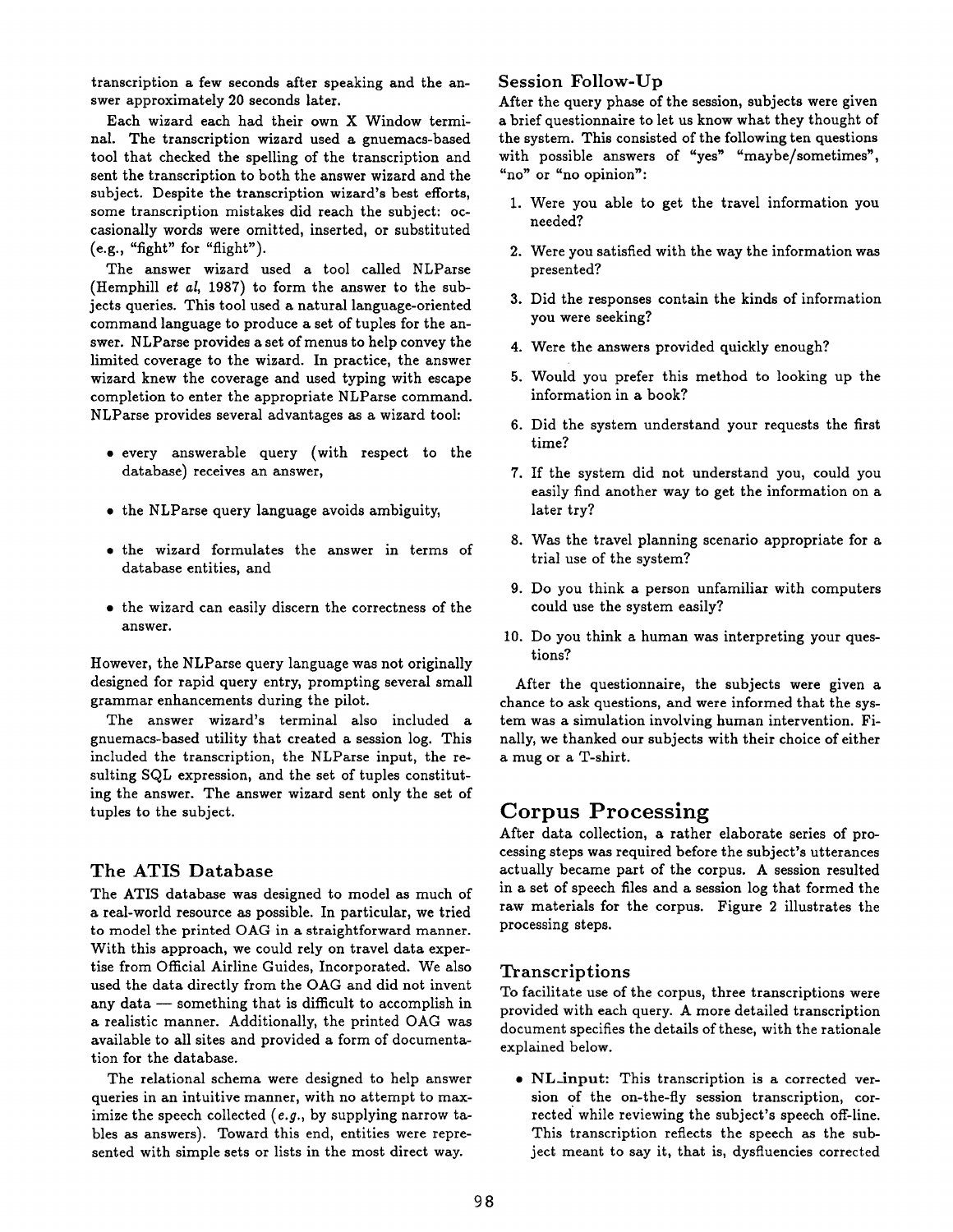transcription a few seconds after speaking and the answer approximately 20 seconds later.

Each wizard each had their own X Window terminal. The transcription wizard used a gnuemacs-based tool that checked the spelling of the transcription and sent the transcription to both the answer wizard and the subject. Despite the transcription wizard's best efforts, some transcription mistakes did reach the subject: occasionally words were omitted, inserted, or substituted (e.g., "fight" for "flight").

The answer wizard used a tool called NLParse (Hemphill *et al*, 1987) to form the answer to the subjects queries. This tool used a natural language-oriented command language to produce a set of tuples for the answer. NLParse provides a set of menus to help convey the limited coverage to the wizard. In practice, the answer wizard knew the coverage and used typing with escape completion to enter the appropriate NLParse command. NLParse provides several advantages as a wizard tool:

- every answerable query (with respect to the database) receives an answer,
- the NLParse query language avoids ambiguity,
- the wizard formulates the answer in terms of database entities, and
- the wizard can easily discern the correctness of the answer.

However, the NLParse query language was not originally designed for rapid query entry, prompting several small grammar enhancements during the pilot.

The answer wizard's terminal also included a gnuemacs-based utility that created a session log. This included the transcription, the NLParse input, the resulting SQL expression, and the set of tuples constituting the answer. The answer wizard sent only the set of tuples to the subject.

### The ATIS Database

The ATIS database was designed to model as much of a real-world resource as possible. In particular, we tried to model the printed OAG in a straightforward manner. With this approach, we could rely on travel data expertise from Official Airline Guides, Incorporated. We also used the data directly from the OAG and did not invent any data — something that is difficult to accomplish in a realistic manner. Additionally, the printed OAG was available to all sites and provided a form of documentation for the database.

The relational schema were designed to help answer queries in an intuitive manner, with no attempt to maximize the speech collected (*e.g.*, by supplying narrow tables as answers). Toward this end, entities were represented with simple sets or lists in the most direct way.

### Session Follow-Up

After the query phase of the session, subjects were given a brief questionnaire to let us know what they thought of the system. This consisted of the following ten questions with possible answers of "yes" "maybe/sometimes", "no" or "no opinion":

1. Were you able to get the travel information you needed?
2. Were you satisfied with the way the information was presented?
3. Did the responses contain the kinds of information you were seeking?
4. Were the answers provided quickly enough?
5. Would you prefer this method to looking up the information in a book?
6. Did the system understand your requests the first time?
7. If the system did not understand you, could you easily find another way to get the information on a later try?
8. Was the travel planning scenario appropriate for a trial use of the system?
9. Do you think a person unfamiliar with computers could use the system easily?
10. Do you think a human was interpreting your questions?

After the questionnaire, the subjects were given a chance to ask questions, and were informed that the system was a simulation involving human intervention. Finally, we thanked our subjects with their choice of either a mug or a T-shirt.

## Corpus Processing

After data collection, a rather elaborate series of processing steps was required before the subject's utterances actually became part of the corpus. A session resulted in a set of speech files and a session log that formed the raw materials for the corpus. Figure 2 illustrates the processing steps.

### Transcriptions

To facilitate use of the corpus, three transcriptions were provided with each query. A more detailed transcription document specifies the details of these, with the rationale explained below.

- **NL_input:** This transcription is a corrected version of the on-the-fly session transcription, corrected while reviewing the subject's speech off-line. This transcription reflects the speech as the subject meant to say it, that is, dysfluencies corrected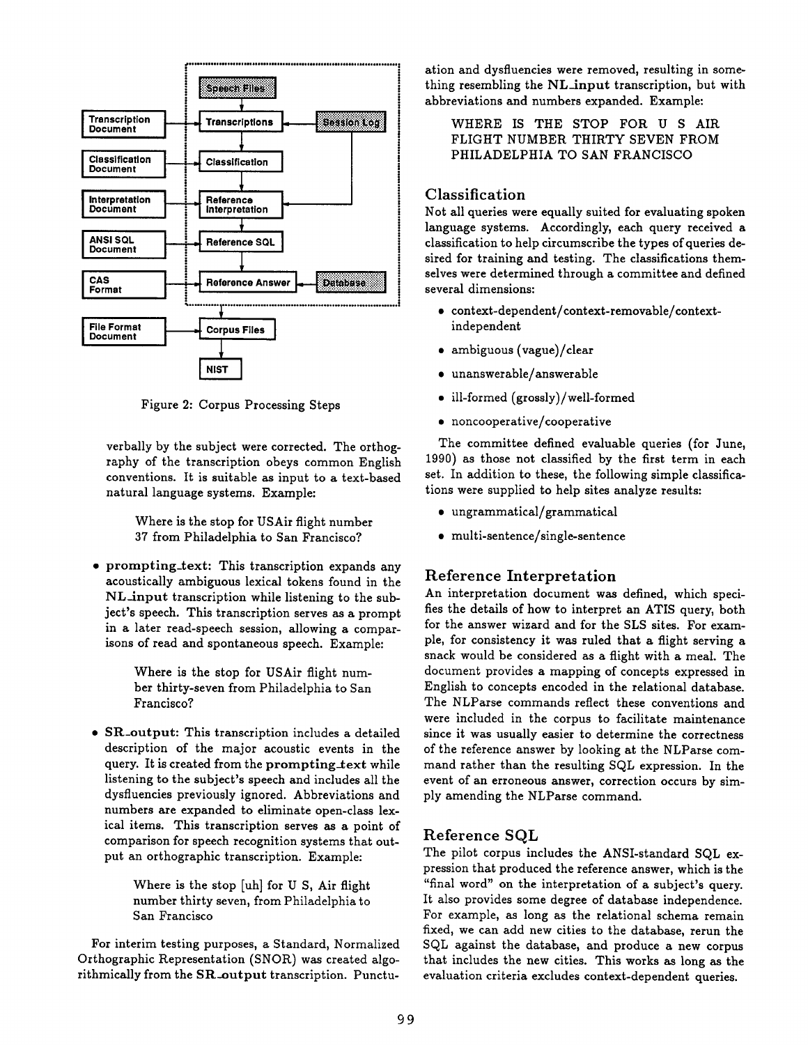Figure 2: Corpus Processing Steps

verbally by the subject were corrected. The orthography of the transcription obeys common English conventions. It is suitable as input to a text-based natural language systems. Example:

> Where is the stop for USAir flight number 37 from Philadelphia to San Francisco?

- **prompting_text**: This transcription expands any acoustically ambiguous lexical tokens found in the **NL_input** transcription while listening to the subject's speech. This transcription serves as a prompt in a later read-speech session, allowing a comparisons of read and spontaneous speech. Example:

  > Where is the stop for USAir flight number thirty-seven from Philadelphia to San Francisco?

- **SR_output**: This transcription includes a detailed description of the major acoustic events in the query. It is created from the **prompting_text** while listening to the subject's speech and includes all the dysfluencies previously ignored. Abbreviations and numbers are expanded to eliminate open-class lexical items. This transcription serves as a point of comparison for speech recognition systems that output an orthographic transcription. Example:

  > Where is the stop [uh] for U S, Air flight number thirty seven, from Philadelphia to San Francisco

For interim testing purposes, a Standard, Normalized Orthographic Representation (SNOR) was created algorithmically from the **SR_output** transcription. Punctuation and dysfluencies were removed, resulting in something resembling the **NL_input** transcription, but with abbreviations and numbers expanded. Example:

> WHERE IS THE STOP FOR U S AIR FLIGHT NUMBER THIRTY SEVEN FROM PHILADELPHIA TO SAN FRANCISCO

## Classification

Not all queries were equally suited for evaluating spoken language systems. Accordingly, each query received a classification to help circumscribe the types of queries desired for training and testing. The classifications themselves were determined through a committee and defined several dimensions:

- context-dependent/context-removable/context-independent
- ambiguous (vague)/clear
- unanswerable/answerable
- ill-formed (grossly)/well-formed
- noncooperative/cooperative

The committee defined evaluable queries (for June, 1990) as those not classified by the first term in each set. In addition to these, the following simple classifications were supplied to help sites analyze results:

- ungrammatical/grammatical
- multi-sentence/single-sentence

## Reference Interpretation

An interpretation document was defined, which specifies the details of how to interpret an ATIS query, both for the answer wizard and for the SLS sites. For example, for consistency it was ruled that a flight serving a snack would be considered as a flight with a meal. The document provides a mapping of concepts expressed in English to concepts encoded in the relational database. The NLParse commands reflect these conventions and were included in the corpus to facilitate maintenance since it was usually easier to determine the correctness of the reference answer by looking at the NLParse command rather than the resulting SQL expression. In the event of an erroneous answer, correction occurs by simply amending the NLParse command.

## Reference SQL

The pilot corpus includes the ANSI-standard SQL expression that produced the reference answer, which is the "final word" on the interpretation of a subject's query. It also provides some degree of database independence. For example, as long as the relational schema remain fixed, we can add new cities to the database, rerun the SQL against the database, and produce a new corpus that includes the new cities. This works as long as the evaluation criteria excludes context-dependent queries.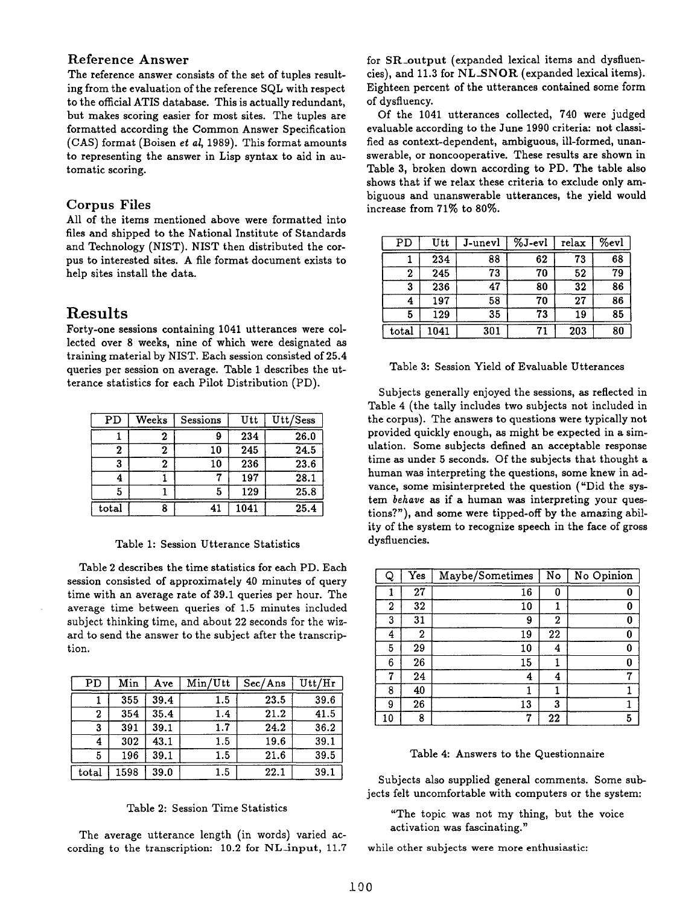### Reference Answer

The reference answer consists of the set of tuples resulting from the evaluation of the reference SQL with respect to the official ATIS database. This is actually redundant, but makes scoring easier for most sites. The tuples are formatted according the Common Answer Specification (CAS) format (Boisen *et al*, 1989). This format amounts to representing the answer in Lisp syntax to aid in automatic scoring.

### Corpus Files

All of the items mentioned above were formatted into files and shipped to the National Institute of Standards and Technology (NIST). NIST then distributed the corpus to interested sites. A file format document exists to help sites install the data.

## Results

Forty-one sessions containing 1041 utterances were collected over 8 weeks, nine of which were designated as training material by NIST. Each session consisted of 25.4 queries per session on average. Table 1 describes the utterance statistics for each Pilot Distribution (PD).

| PD | Weeks | Sessions | Utt | Utt/Sess |
|---|---|---|---|---|
| 1 | 2 | 9 | 234 | 26.0 |
| 2 | 2 | 10 | 245 | 24.5 |
| 3 | 2 | 10 | 236 | 23.6 |
| 4 | 1 | 7 | 197 | 28.1 |
| 5 | 1 | 5 | 129 | 25.8 |
| total | 8 | 41 | 1041 | 25.4 |

Table 1: Session Utterance Statistics

Table 2 describes the time statistics for each PD. Each session consisted of approximately 40 minutes of query time with an average rate of 39.1 queries per hour. The average time between queries of 1.5 minutes included subject thinking time, and about 22 seconds for the wizard to send the answer to the subject after the transcription.

| PD | Min | Ave | Min/Utt | Sec/Ans | Utt/Hr |
|---|---|---|---|---|---|
| 1 | 355 | 39.4 | 1.5 | 23.5 | 39.6 |
| 2 | 354 | 35.4 | 1.4 | 21.2 | 41.5 |
| 3 | 391 | 39.1 | 1.7 | 24.2 | 36.2 |
| 4 | 302 | 43.1 | 1.5 | 19.6 | 39.1 |
| 5 | 196 | 39.1 | 1.5 | 21.6 | 39.5 |
| total | 1598 | 39.0 | 1.5 | 22.1 | 39.1 |

Table 2: Session Time Statistics

The average utterance length (in words) varied according to the transcription: 10.2 for **NL_input**, 11.7 for **SR_output** (expanded lexical items and dysfluencies), and 11.3 for **NL_SNOR** (expanded lexical items). Eighteen percent of the utterances contained some form of dysfluency.

Of the 1041 utterances collected, 740 were judged evaluable according to the June 1990 criteria: not classified as context-dependent, ambiguous, ill-formed, unanswerable, or noncooperative. These results are shown in Table 3, broken down according to PD. The table also shows that if we relax these criteria to exclude only ambiguous and unanswerable utterances, the yield would increase from 71% to 80%.

| PD | Utt | J-unevl | %J-evl | relax | %evl |
|---|---|---|---|---|---|
| 1 | 234 | 88 | 62 | 73 | 68 |
| 2 | 245 | 73 | 70 | 52 | 79 |
| 3 | 236 | 47 | 80 | 32 | 86 |
| 4 | 197 | 58 | 70 | 27 | 86 |
| 5 | 129 | 35 | 73 | 19 | 85 |
| total | 1041 | 301 | 71 | 203 | 80 |

Table 3: Session Yield of Evaluable Utterances

Subjects generally enjoyed the sessions, as reflected in Table 4 (the tally includes two subjects not included in the corpus). The answers to questions were typically not provided quickly enough, as might be expected in a simulation. Some subjects defined an acceptable response time as under 5 seconds. Of the subjects that thought a human was interpreting the questions, some knew in advance, some misinterpreted the question ("Did the system *behave* as if a human was interpreting your questions?"), and some were tipped-off by the amazing ability of the system to recognize speech in the face of gross dysfluencies.

| Q | Yes | Maybe/Sometimes | No | No Opinion |
|---|---|---|---|---|
| 1 | 27 | 16 | 0 | 0 |
| 2 | 32 | 10 | 1 | 0 |
| 3 | 31 | 9 | 2 | 0 |
| 4 | 2 | 19 | 22 | 0 |
| 5 | 29 | 10 | 4 | 0 |
| 6 | 26 | 15 | 1 | 0 |
| 7 | 24 | 4 | 4 | 7 |
| 8 | 40 | 1 | 1 | 1 |
| 9 | 26 | 13 | 3 | 1 |
| 10 | 8 | 7 | 22 | 5 |

Table 4: Answers to the Questionnaire

Subjects also supplied general comments. Some subjects felt uncomfortable with computers or the system:

> "The topic was not my thing, but the voice activation was fascinating."

while other subjects were more enthusiastic: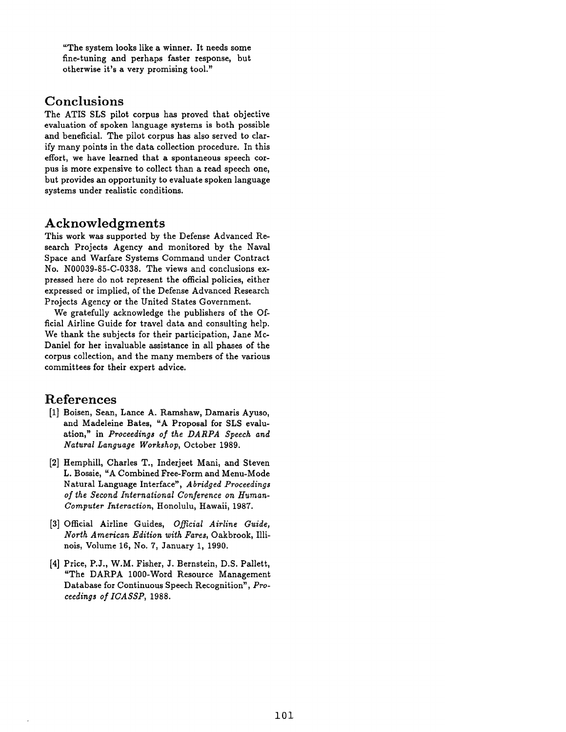"The system looks like a winner. It needs some fine-tuning and perhaps faster response, but otherwise it's a very promising tool."

## Conclusions

The ATIS SLS pilot corpus has proved that objective evaluation of spoken language systems is both possible and beneficial. The pilot corpus has also served to clarify many points in the data collection procedure. In this effort, we have learned that a spontaneous speech corpus is more expensive to collect than a read speech one, but provides an opportunity to evaluate spoken language systems under realistic conditions.

## Acknowledgments

This work was supported by the Defense Advanced Research Projects Agency and monitored by the Naval Space and Warfare Systems Command under Contract No. N00039-85-C-0338. The views and conclusions expressed here do not represent the official policies, either expressed or implied, of the Defense Advanced Research Projects Agency or the United States Government.

We gratefully acknowledge the publishers of the Official Airline Guide for travel data and consulting help. We thank the subjects for their participation, Jane McDaniel for her invaluable assistance in all phases of the corpus collection, and the many members of the various committees for their expert advice.

## References

[1] Boisen, Sean, Lance A. Ramshaw, Damaris Ayuso, and Madeleine Bates, "A Proposal for SLS evaluation," in *Proceedings of the DARPA Speech and Natural Language Workshop*, October 1989.

[2] Hemphill, Charles T., Inderjeet Mani, and Steven L. Bossie, "A Combined Free-Form and Menu-Mode Natural Language Interface", *Abridged Proceedings of the Second International Conference on Human-Computer Interaction*, Honolulu, Hawaii, 1987.

[3] Official Airline Guides, *Official Airline Guide, North American Edition with Fares*, Oakbrook, Illinois, Volume 16, No. 7, January 1, 1990.

[4] Price, P.J., W.M. Fisher, J. Bernstein, D.S. Pallett, "The DARPA 1000-Word Resource Management Database for Continuous Speech Recognition", *Proceedings of ICASSP*, 1988.